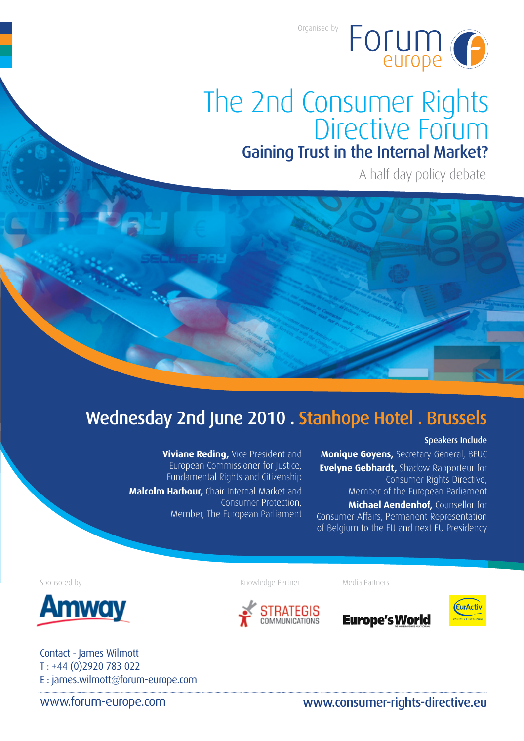Organised by Forum europe

# The 2nd Consumer Rights Directive Forum

## Gaining Trust in the Internal Market?

A half day policy debate

## Wednesday 2nd June 2010 . Stanhope Hotel . Brussels

### Speakers Include

**Viviane Reding,** Vice President and European Commissioner for Justice, Fundamental Rights and Citizenship

**Malcolm Harbour,** Chair Internal Market and Consumer Protection, Member, The European Parliament

**Monique Goyens,** Secretary General, BEUC

**Evelyne Gebhardt,** Shadow Rapporteur for Consumer Rights Directive, Member of the European Parliament

**Michael Aendenhof,** Counsellor for Consumer Affairs, Permanent Representation of Belgium to the EU and next EU Presidency

Sponsored by: Amway

Knowledge Partner: Strategis Communications

Media Partners: Europe's World, EurActiv

Contact - James Wilmott
T : +44 (0)2920 783 022
E : james.wilmott@forum-europe.com

www.forum-europe.com

www.consumer-rights-directive.eu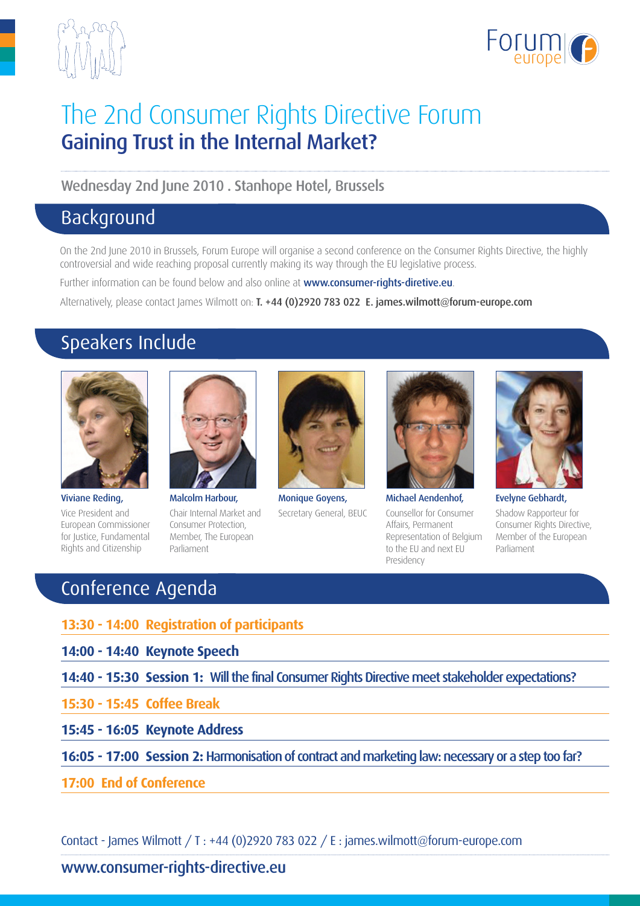# The 2nd Consumer Rights Directive Forum

## Gaining Trust in the Internal Market?

Wednesday 2nd June 2010 . Stanhope Hotel, Brussels

## Background

On the 2nd June 2010 in Brussels, Forum Europe will organise a second conference on the Consumer Rights Directive, the highly controversial and wide reaching proposal currently making its way through the EU legislative process.

Further information can be found below and also online at **www.consumer-rights-diretive.eu**.

Alternatively, please contact James Wilmott on: **T. +44 (0)2920 783 022 E. james.wilmott@forum-europe.com**

## Speakers Include

**Viviane Reding,**
Vice President and European Commissioner for Justice, Fundamental Rights and Citizenship

**Malcolm Harbour,**
Chair Internal Market and Consumer Protection, Member, The European Parliament

**Monique Goyens,**
Secretary General, BEUC

**Michael Aendenhof,**
Counsellor for Consumer Affairs, Permanent Representation of Belgium to the EU and next EU Presidency

**Evelyne Gebhardt,**
Shadow Rapporteur for Consumer Rights Directive, Member of the European Parliament

## Conference Agenda

**13:30 - 14:00 Registration of participants**

**14:00 - 14:40 Keynote Speech**

**14:40 - 15:30 Session 1: Will the final Consumer Rights Directive meet stakeholder expectations?**

**15:30 - 15:45 Coffee Break**

**15:45 - 16:05 Keynote Address**

**16:05 - 17:00 Session 2: Harmonisation of contract and marketing law: necessary or a step too far?**

**17:00 End of Conference**

Contact - James Wilmott / T : +44 (0)2920 783 022 / E : james.wilmott@forum-europe.com

**www.consumer-rights-directive.eu**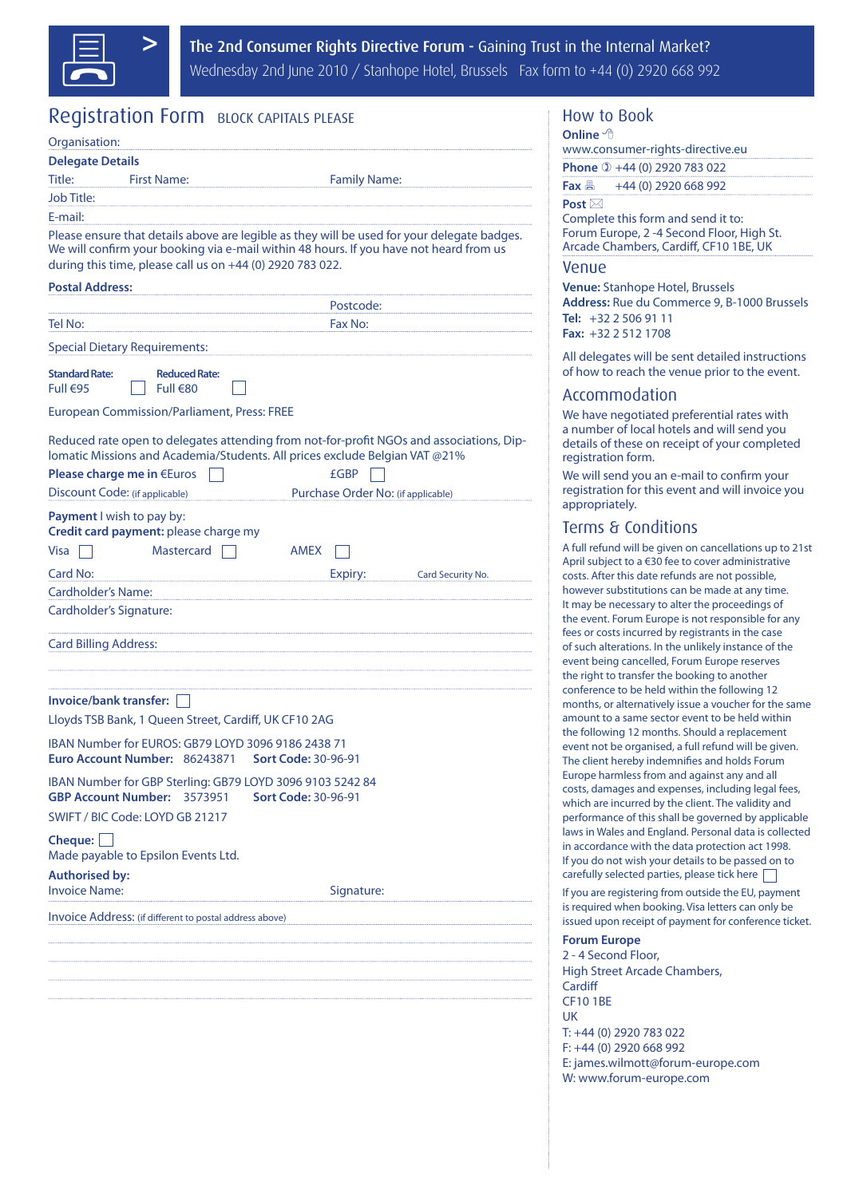**The 2nd Consumer Rights Directive Forum - Gaining Trust in the Internal Market?**
Wednesday 2nd June 2010 / Stanhope Hotel, Brussels   Fax form to +44 (0) 2920 668 992

# Registration Form   BLOCK CAPITALS PLEASE

Organisation:

**Delegate Details**

Title: First Name: Family Name:

Job Title:

E-mail:

Please ensure that details above are legible as they will be used for your delegate badges. We will confirm your booking via e-mail within 48 hours. If you have not heard from us during this time, please call us on +44 (0) 2920 783 022.

**Postal Address:**

Postcode:

Tel No: Fax No:

Special Dietary Requirements:

**Standard Rate:** Full €95 ☐   **Reduced Rate:** Full €80 ☐

European Commission/Parliament, Press: FREE

Reduced rate open to delegates attending from not-for-profit NGOs and associations, Diplomatic Missions and Academia/Students. All prices exclude Belgian VAT @21%

**Please charge me in** €Euros ☐   £GBP ☐

Discount Code: (if applicable)   Purchase Order No: (if applicable)

**Payment** I wish to pay by:
**Credit card payment:** please charge my

Visa ☐   Mastercard ☐   AMEX ☐

Card No: Expiry: Card Security No.

Cardholder's Name:

Cardholder's Signature:

Card Billing Address:

**Invoice/bank transfer:** ☐

Lloyds TSB Bank, 1 Queen Street, Cardiff, UK CF10 2AG

IBAN Number for EUROS: GB79 LOYD 3096 9186 2438 71
**Euro Account Number:** 86243871   **Sort Code:** 30-96-91

IBAN Number for GBP Sterling: GB79 LOYD 3096 9103 5242 84
**GBP Account Number:** 3573951   **Sort Code:** 30-96-91

SWIFT / BIC Code: LOYD GB 21217

**Cheque:** ☐
Made payable to Epsilon Events Ltd.

**Authorised by:**
Invoice Name: Signature:

Invoice Address: (if different to postal address above)

## How to Book

**Online**
www.consumer-rights-directive.eu

**Phone** +44 (0) 2920 783 022

**Fax** +44 (0) 2920 668 992

**Post**
Complete this form and send it to:
Forum Europe, 2 -4 Second Floor, High St. Arcade Chambers, Cardiff, CF10 1BE, UK

## Venue

**Venue:** Stanhope Hotel, Brussels
**Address:** Rue du Commerce 9, B-1000 Brussels
**Tel:** +32 2 506 91 11
**Fax:** +32 2 512 1708

All delegates will be sent detailed instructions of how to reach the venue prior to the event.

## Accommodation

We have negotiated preferential rates with a number of local hotels and will send you details of these on receipt of your completed registration form.

We will send you an e-mail to confirm your registration for this event and will invoice you appropriately.

## Terms & Conditions

A full refund will be given on cancellations up to 21st April subject to a €30 fee to cover administrative costs. After this date refunds are not possible, however substitutions can be made at any time. It may be necessary to alter the proceedings of the event. Forum Europe is not responsible for any fees or costs incurred by registrants in the case of such alterations. In the unlikely instance of the event being cancelled, Forum Europe reserves the right to transfer the booking to another conference to be held within the following 12 months, or alternatively issue a voucher for the same amount to a same sector event to be held within the following 12 months. Should a replacement event not be organised, a full refund will be given. The client hereby indemnifies and holds Forum Europe harmless from and against any and all costs, damages and expenses, including legal fees, which are incurred by the client. The validity and performance of this shall be governed by applicable laws in Wales and England. Personal data is collected in accordance with the data protection act 1998. If you do not wish your details to be passed on to carefully selected parties, please tick here ☐

If you are registering from outside the EU, payment is required when booking. Visa letters can only be issued upon receipt of payment for conference ticket.

**Forum Europe**
2 - 4 Second Floor,
High Street Arcade Chambers,
Cardiff
CF10 1BE
UK
T: +44 (0) 2920 783 022
F: +44 (0) 2920 668 992
E: james.wilmott@forum-europe.com
W: www.forum-europe.com